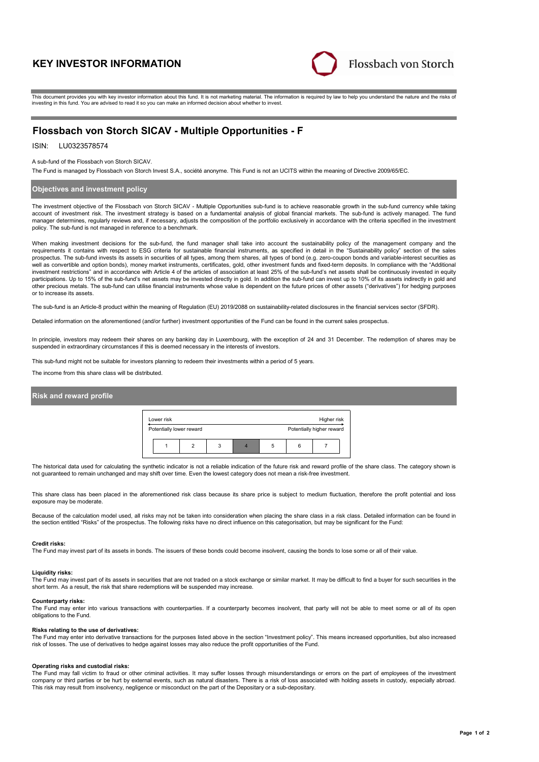# KEY INVESTOR INFORMATION

Flossbach von Storch

This document provides you with key investor information about this fund. It is not marketing material. The information is required by law to help you understand the nature and the risks of investing in this fund. You are advised to read it so you can make an informed decision about whether to invest.

## Flossbach von Storch SICAV - Multiple Opportunities - F

ISIN: LU0323578574

A sub-fund of the Flossbach von Storch SICAV.

The Fund is managed by Flossbach von Storch Invest S.A., société anonyme. This Fund is not an UCITS within the meaning of Directive 2009/65/EC.

### Objectives and investment policy

The investment objective of the Flossbach von Storch SICAV - Multiple Opportunities sub-fund is to achieve reasonable growth in the sub-fund currency while taking account of investment risk. The investment strategy is based on a fundamental analysis of global financial markets. The sub-fund is actively managed. The fund manager determines, regularly reviews and, if necessary, adjusts the composition of the portfolio exclusively in accordance with the criteria specified in the investment policy. The sub-fund is not managed in reference to a benchmark.

When making investment decisions for the sub-fund, the fund manager shall take into account the sustainability policy of the management company and the requirements it contains with respect to ESG criteria for sustainable financial instruments, as specified in detail in the "Sustainability policy" section of the sales prospectus. The sub-fund invests its assets in securities of all types, among them shares, all types of bond (e.g. zero-coupon bonds and variable-interest securities as well as convertible and option bonds), money market instruments, certificates, gold, other investment funds and fixed-term deposits. In compliance with the "Additional investment restrictions" and in accordance with Article 4 of the articles of association at least 25% of the sub-fund's net assets shall be continuously invested in equity participations. Up to 15% of the sub-fund's net assets may be invested directly in gold. In addition the sub-fund can invest up to 10% of its assets indirectly in gold and other precious metals. The sub-fund can utilise financial instruments whose value is dependent on the future prices of other assets ("derivatives") for hedging purposes or to increase its assets.

The sub-fund is an Article-8 product within the meaning of Regulation (EU) 2019/2088 on sustainability-related disclosures in the financial services sector (SFDR).

Detailed information on the aforementioned (and/or further) investment opportunities of the Fund can be found in the current sales prospectus.

In principle, investors may redeem their shares on any banking day in Luxembourg, with the exception of 24 and 31 December. The redemption of shares may be suspended in extraordinary circumstances if this is deemed necessary in the interests of investors.

This sub-fund might not be suitable for investors planning to redeem their investments within a period of 5 years.

The income from this share class will be distributed.

### Risk and reward profile

| Lower risk<br>Potentially lower reward | | | | | | Higher risk<br>Potentially higher reward |
|---|---|---|---|---|---|---|
| 1 | 2 | 3 | **4** | 5 | 6 | 7 |

The historical data used for calculating the synthetic indicator is not a reliable indication of the future risk and reward profile of the share class. The category shown is not guaranteed to remain unchanged and may shift over time. Even the lowest category does not mean a risk-free investment.

This share class has been placed in the aforementioned risk class because its share price is subject to medium fluctuation, therefore the profit potential and loss exposure may be moderate.

Because of the calculation model used, all risks may not be taken into consideration when placing the share class in a risk class. Detailed information can be found in the section entitled "Risks" of the prospectus. The following risks have no direct influence on this categorisation, but may be significant for the Fund:

**Credit risks:**
The Fund may invest part of its assets in bonds. The issuers of these bonds could become insolvent, causing the bonds to lose some or all of their value.

**Liquidity risks:**
The Fund may invest part of its assets in securities that are not traded on a stock exchange or similar market. It may be difficult to find a buyer for such securities in the short term. As a result, the risk that share redemptions will be suspended may increase.

**Counterparty risks:**
The Fund may enter into various transactions with counterparties. If a counterparty becomes insolvent, that party will not be able to meet some or all of its open obligations to the Fund.

**Risks relating to the use of derivatives:**
The Fund may enter into derivative transactions for the purposes listed above in the section "Investment policy". This means increased opportunities, but also increased risk of losses. The use of derivatives to hedge against losses may also reduce the profit opportunities of the Fund.

**Operating risks and custodial risks:**
The Fund may fall victim to fraud or other criminal activities. It may suffer losses through misunderstandings or errors on the part of employees of the investment company or third parties or be hurt by external events, such as natural disasters. There is a risk of loss associated with holding assets in custody, especially abroad. This risk may result from insolvency, negligence or misconduct on the part of the Depositary or a sub-depositary.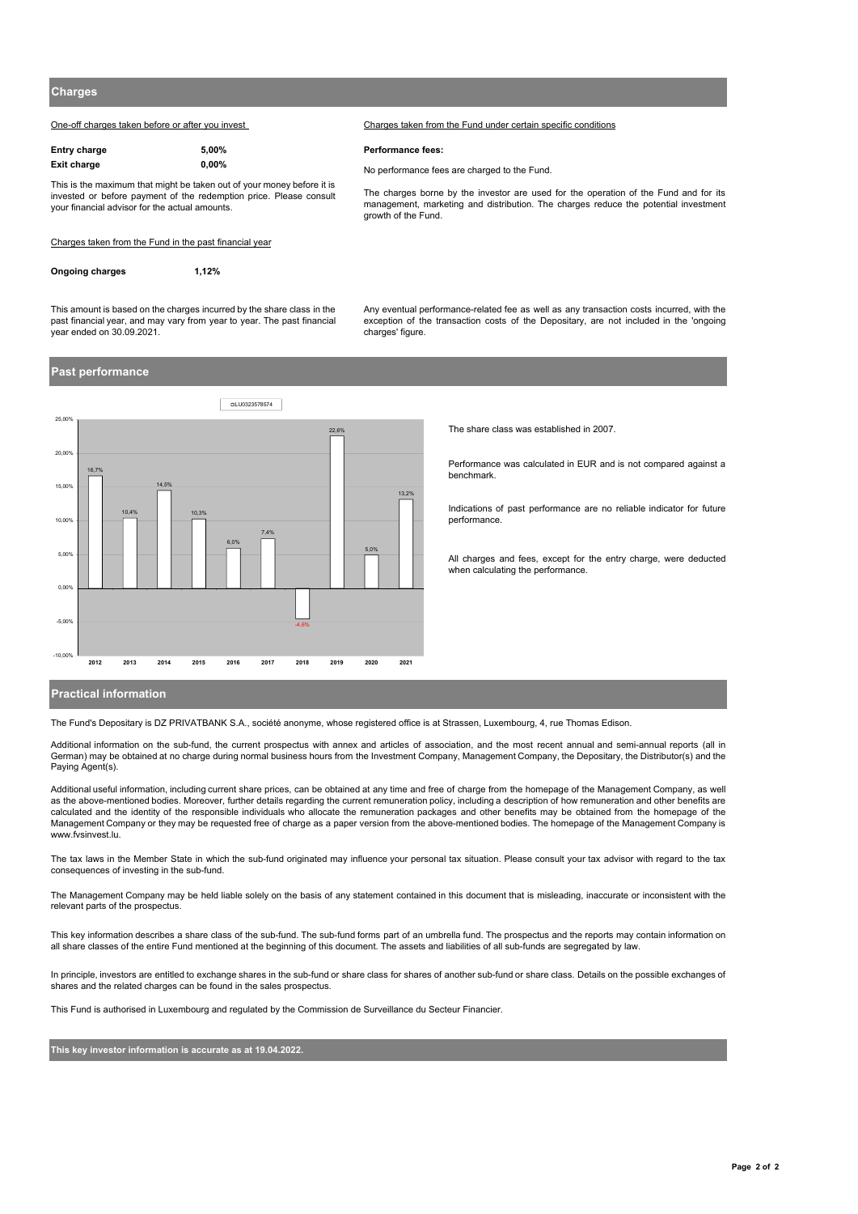## Charges

One-off charges taken before or after you invest

| | |
|---|---|
| **Entry charge** | **5,00%** |
| **Exit charge** | **0,00%** |

This is the maximum that might be taken out of your money before it is invested or before payment of the redemption price. Please consult your financial advisor for the actual amounts.

Charges taken from the Fund in the past financial year

**Ongoing charges** **1,12%**

This amount is based on the charges incurred by the share class in the past financial year, and may vary from year to year. The past financial year ended on 30.09.2021.

Charges taken from the Fund under certain specific conditions

**Performance fees:**

No performance fees are charged to the Fund.

The charges borne by the investor are used for the operation of the Fund and for its management, marketing and distribution. The charges reduce the potential investment growth of the Fund.

Any eventual performance-related fee as well as any transaction costs incurred, with the exception of the transaction costs of the Depositary, are not included in the 'ongoing charges' figure.

## Past performance

LU0323578574

25,00%
20,00%
15,00%
10,00%
5,00%
0,00%
-5,00%
-10,00%

16,7% 10,4% 14,5% 10,3% 6,0% 7,4% -4,6% 22,6% 5,0% 13,2%

2012 2013 2014 2015 2016 2017 2018 2019 2020 2021

The share class was established in 2007.

Performance was calculated in EUR and is not compared against a benchmark.

Indications of past performance are no reliable indicator for future performance.

All charges and fees, except for the entry charge, were deducted when calculating the performance.

## Practical information

The Fund's Depositary is DZ PRIVATBANK S.A., société anonyme, whose registered office is at Strassen, Luxembourg, 4, rue Thomas Edison.

Additional information on the sub-fund, the current prospectus with annex and articles of association, and the most recent annual and semi-annual reports (all in German) may be obtained at no charge during normal business hours from the Investment Company, Management Company, the Depositary, the Distributor(s) and the Paying Agent(s).

Additional useful information, including current share prices, can be obtained at any time and free of charge from the homepage of the Management Company, as well as the above-mentioned bodies. Moreover, further details regarding the current remuneration policy, including a description of how remuneration and other benefits are calculated and the identity of the responsible individuals who allocate the remuneration packages and other benefits may be obtained from the homepage of the Management Company or they may be requested free of charge as a paper version from the above-mentioned bodies. The homepage of the Management Company is www.fvsinvest.lu.

The tax laws in the Member State in which the sub-fund originated may influence your personal tax situation. Please consult your tax advisor with regard to the tax consequences of investing in the sub-fund.

The Management Company may be held liable solely on the basis of any statement contained in this document that is misleading, inaccurate or inconsistent with the relevant parts of the prospectus.

This key information describes a share class of the sub-fund. The sub-fund forms part of an umbrella fund. The prospectus and the reports may contain information on all share classes of the entire Fund mentioned at the beginning of this document. The assets and liabilities of all sub-funds are segregated by law.

In principle, investors are entitled to exchange shares in the sub-fund or share class for shares of another sub-fund or share class. Details on the possible exchanges of shares and the related charges can be found in the sales prospectus.

This Fund is authorised in Luxembourg and regulated by the Commission de Surveillance du Secteur Financier.

**This key investor information is accurate as at 19.04.2022.**